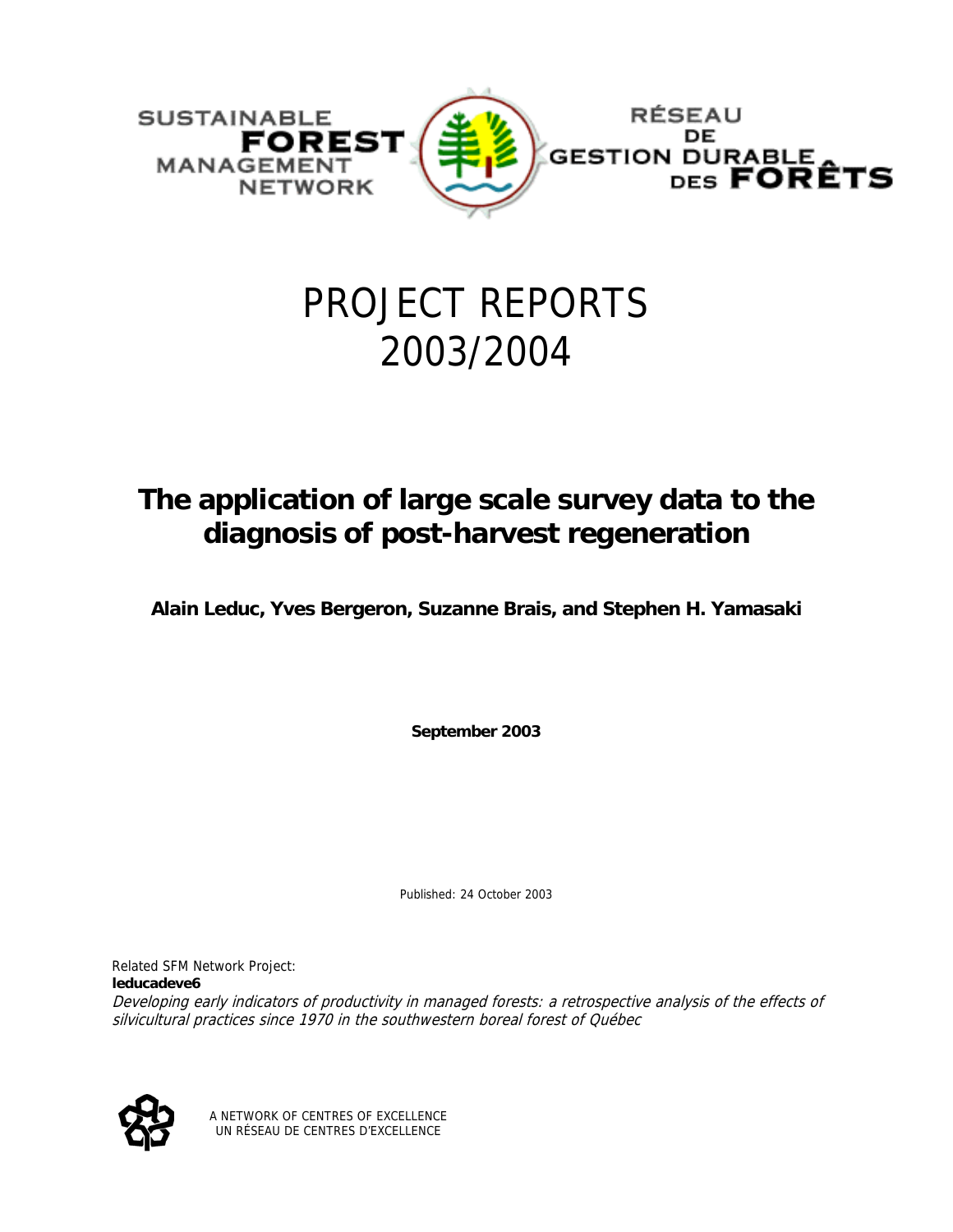SUSTAINABLE **FOREST** MANAGEMENT NETWORK

RÉSEAU DE GESTION DURABLE DES **FORÊTS**

# PROJECT REPORTS 2003/2004

## The application of large scale survey data to the diagnosis of post-harvest regeneration

**Alain Leduc, Yves Bergeron, Suzanne Brais, and Stephen H. Yamasaki**

**September 2003**

Published: 24 October 2003

Related SFM Network Project:
**leducadeve6**
*Developing early indicators of productivity in managed forests: a retrospective analysis of the effects of silvicultural practices since 1970 in the southwestern boreal forest of Québec*

A NETWORK OF CENTRES OF EXCELLENCE
UN RÉSEAU DE CENTRES D'EXCELLENCE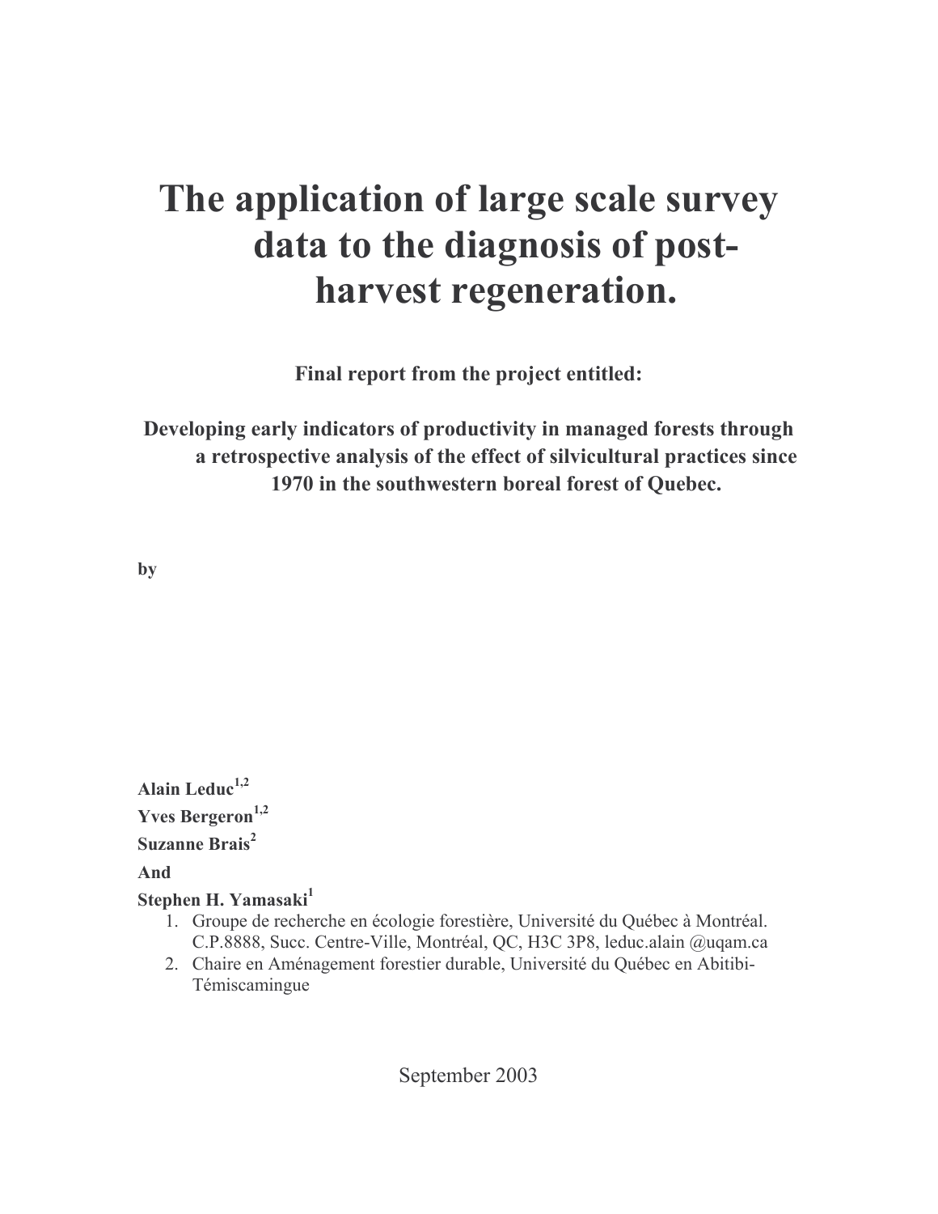# The application of large scale survey data to the diagnosis of post-harvest regeneration.

**Final report from the project entitled:**

**Developing early indicators of productivity in managed forests through a retrospective analysis of the effect of silvicultural practices since 1970 in the southwestern boreal forest of Quebec.**

**by**

**Alain Leduc[1,2]**

**Yves Bergeron[1,2]**

**Suzanne Brais[2]**

**And**

**Stephen H. Yamasaki[1]**

1. Groupe de recherche en écologie forestière, Université du Québec à Montréal. C.P.8888, Succ. Centre-Ville, Montréal, QC, H3C 3P8, leduc.alain @uqam.ca
2. Chaire en Aménagement forestier durable, Université du Québec en Abitibi-Témiscamingue

September 2003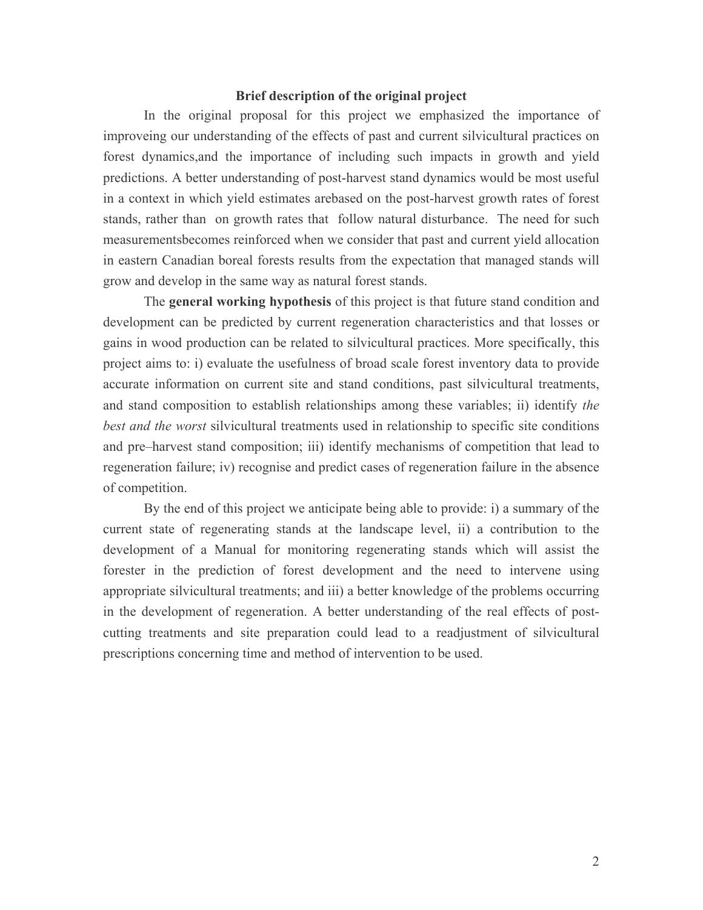## Brief description of the original project

In the original proposal for this project we emphasized the importance of improveing our understanding of the effects of past and current silvicultural practices on forest dynamics,and the importance of including such impacts in growth and yield predictions. A better understanding of post-harvest stand dynamics would be most useful in a context in which yield estimates arebased on the post-harvest growth rates of forest stands, rather than on growth rates that follow natural disturbance. The need for such measurementsbecomes reinforced when we consider that past and current yield allocation in eastern Canadian boreal forests results from the expectation that managed stands will grow and develop in the same way as natural forest stands.

The **general working hypothesis** of this project is that future stand condition and development can be predicted by current regeneration characteristics and that losses or gains in wood production can be related to silvicultural practices. More specifically, this project aims to: i) evaluate the usefulness of broad scale forest inventory data to provide accurate information on current site and stand conditions, past silvicultural treatments, and stand composition to establish relationships among these variables; ii) identify *the best and the worst* silvicultural treatments used in relationship to specific site conditions and pre–harvest stand composition; iii) identify mechanisms of competition that lead to regeneration failure; iv) recognise and predict cases of regeneration failure in the absence of competition.

By the end of this project we anticipate being able to provide: i) a summary of the current state of regenerating stands at the landscape level, ii) a contribution to the development of a Manual for monitoring regenerating stands which will assist the forester in the prediction of forest development and the need to intervene using appropriate silvicultural treatments; and iii) a better knowledge of the problems occurring in the development of regeneration. A better understanding of the real effects of post-cutting treatments and site preparation could lead to a readjustment of silvicultural prescriptions concerning time and method of intervention to be used.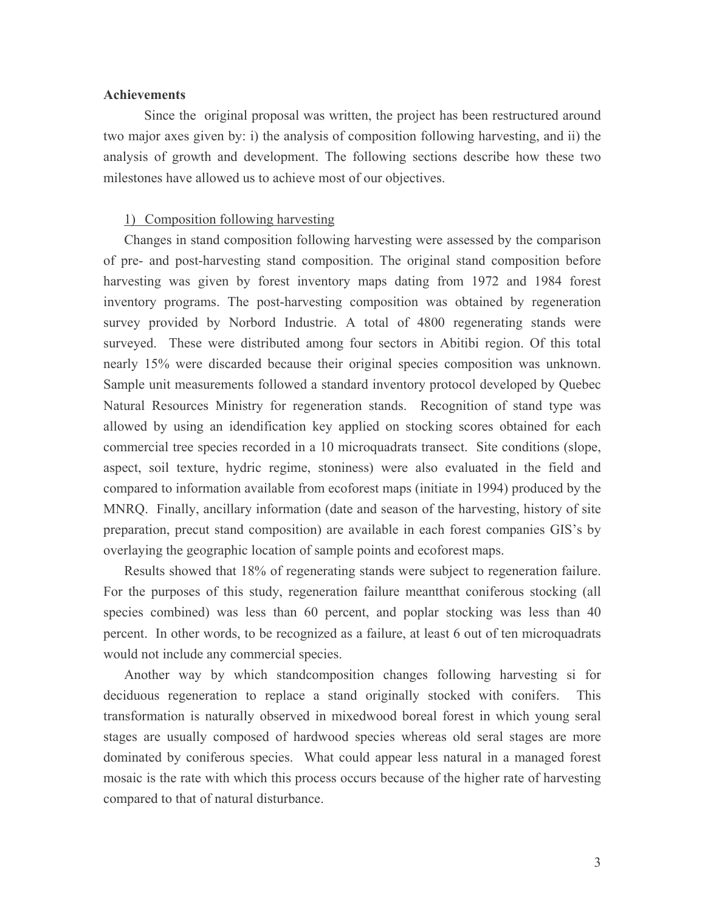**Achievements**

Since the original proposal was written, the project has been restructured around two major axes given by: i) the analysis of composition following harvesting, and ii) the analysis of growth and development. The following sections describe how these two milestones have allowed us to achieve most of our objectives.

1) Composition following harvesting

Changes in stand composition following harvesting were assessed by the comparison of pre- and post-harvesting stand composition. The original stand composition before harvesting was given by forest inventory maps dating from 1972 and 1984 forest inventory programs. The post-harvesting composition was obtained by regeneration survey provided by Norbord Industrie. A total of 4800 regenerating stands were surveyed. These were distributed among four sectors in Abitibi region. Of this total nearly 15% were discarded because their original species composition was unknown. Sample unit measurements followed a standard inventory protocol developed by Quebec Natural Resources Ministry for regeneration stands. Recognition of stand type was allowed by using an idendification key applied on stocking scores obtained for each commercial tree species recorded in a 10 microquadrats transect. Site conditions (slope, aspect, soil texture, hydric regime, stoniness) were also evaluated in the field and compared to information available from ecoforest maps (initiate in 1994) produced by the MNRQ. Finally, ancillary information (date and season of the harvesting, history of site preparation, precut stand composition) are available in each forest companies GIS's by overlaying the geographic location of sample points and ecoforest maps.

Results showed that 18% of regenerating stands were subject to regeneration failure. For the purposes of this study, regeneration failure meantthat coniferous stocking (all species combined) was less than 60 percent, and poplar stocking was less than 40 percent. In other words, to be recognized as a failure, at least 6 out of ten microquadrats would not include any commercial species.

Another way by which standcomposition changes following harvesting si for deciduous regeneration to replace a stand originally stocked with conifers. This transformation is naturally observed in mixedwood boreal forest in which young seral stages are usually composed of hardwood species whereas old seral stages are more dominated by coniferous species. What could appear less natural in a managed forest mosaic is the rate with which this process occurs because of the higher rate of harvesting compared to that of natural disturbance.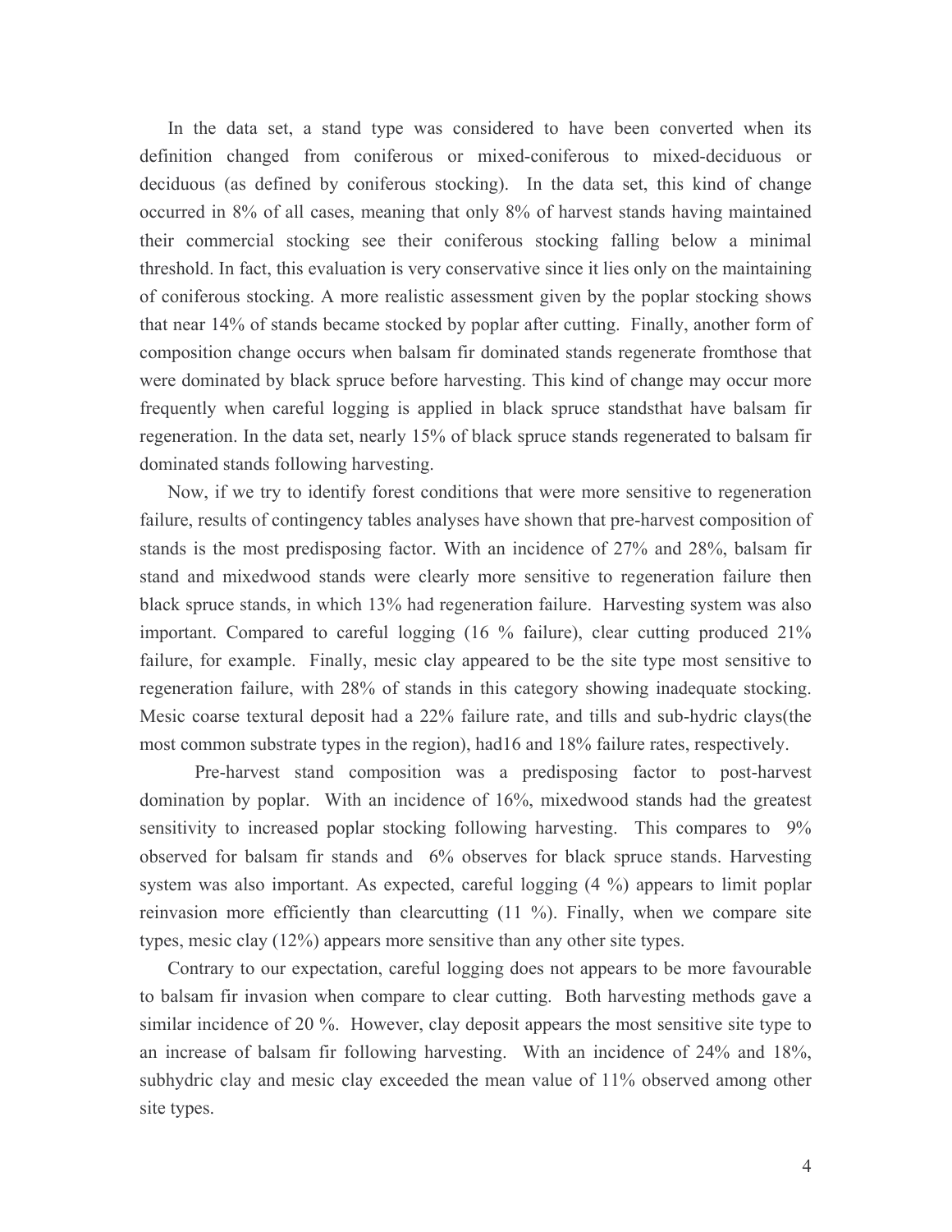In the data set, a stand type was considered to have been converted when its definition changed from coniferous or mixed-coniferous to mixed-deciduous or deciduous (as defined by coniferous stocking). In the data set, this kind of change occurred in 8% of all cases, meaning that only 8% of harvest stands having maintained their commercial stocking see their coniferous stocking falling below a minimal threshold. In fact, this evaluation is very conservative since it lies only on the maintaining of coniferous stocking. A more realistic assessment given by the poplar stocking shows that near 14% of stands became stocked by poplar after cutting. Finally, another form of composition change occurs when balsam fir dominated stands regenerate fromthose that were dominated by black spruce before harvesting. This kind of change may occur more frequently when careful logging is applied in black spruce standsthat have balsam fir regeneration. In the data set, nearly 15% of black spruce stands regenerated to balsam fir dominated stands following harvesting.

Now, if we try to identify forest conditions that were more sensitive to regeneration failure, results of contingency tables analyses have shown that pre-harvest composition of stands is the most predisposing factor. With an incidence of 27% and 28%, balsam fir stand and mixedwood stands were clearly more sensitive to regeneration failure then black spruce stands, in which 13% had regeneration failure. Harvesting system was also important. Compared to careful logging (16 % failure), clear cutting produced 21% failure, for example. Finally, mesic clay appeared to be the site type most sensitive to regeneration failure, with 28% of stands in this category showing inadequate stocking. Mesic coarse textural deposit had a 22% failure rate, and tills and sub-hydric clays(the most common substrate types in the region), had16 and 18% failure rates, respectively.

Pre-harvest stand composition was a predisposing factor to post-harvest domination by poplar. With an incidence of 16%, mixedwood stands had the greatest sensitivity to increased poplar stocking following harvesting. This compares to 9% observed for balsam fir stands and 6% observes for black spruce stands. Harvesting system was also important. As expected, careful logging (4 %) appears to limit poplar reinvasion more efficiently than clearcutting (11 %). Finally, when we compare site types, mesic clay (12%) appears more sensitive than any other site types.

Contrary to our expectation, careful logging does not appears to be more favourable to balsam fir invasion when compare to clear cutting. Both harvesting methods gave a similar incidence of 20 %. However, clay deposit appears the most sensitive site type to an increase of balsam fir following harvesting. With an incidence of 24% and 18%, subhydric clay and mesic clay exceeded the mean value of 11% observed among other site types.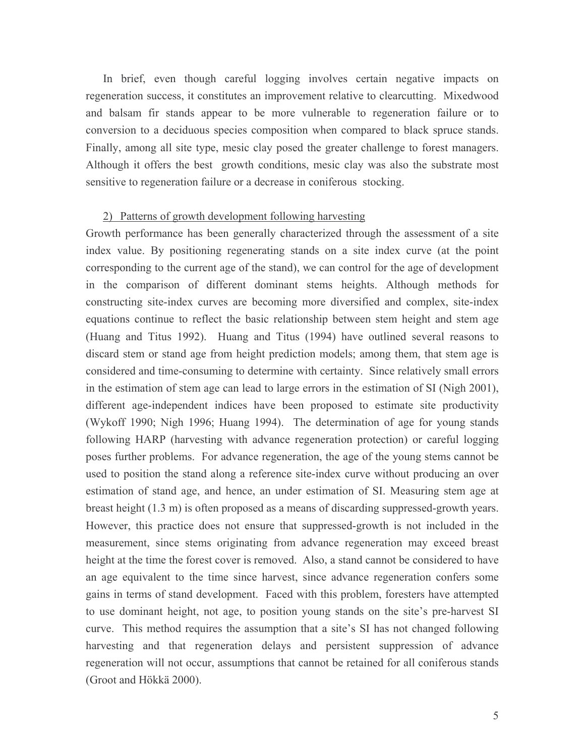In brief, even though careful logging involves certain negative impacts on regeneration success, it constitutes an improvement relative to clearcutting. Mixedwood and balsam fir stands appear to be more vulnerable to regeneration failure or to conversion to a deciduous species composition when compared to black spruce stands. Finally, among all site type, mesic clay posed the greater challenge to forest managers. Although it offers the best growth conditions, mesic clay was also the substrate most sensitive to regeneration failure or a decrease in coniferous stocking.

2) <u>Patterns of growth development following harvesting</u>

Growth performance has been generally characterized through the assessment of a site index value. By positioning regenerating stands on a site index curve (at the point corresponding to the current age of the stand), we can control for the age of development in the comparison of different dominant stems heights. Although methods for constructing site-index curves are becoming more diversified and complex, site-index equations continue to reflect the basic relationship between stem height and stem age (Huang and Titus 1992). Huang and Titus (1994) have outlined several reasons to discard stem or stand age from height prediction models; among them, that stem age is considered and time-consuming to determine with certainty. Since relatively small errors in the estimation of stem age can lead to large errors in the estimation of SI (Nigh 2001), different age-independent indices have been proposed to estimate site productivity (Wykoff 1990; Nigh 1996; Huang 1994). The determination of age for young stands following HARP (harvesting with advance regeneration protection) or careful logging poses further problems. For advance regeneration, the age of the young stems cannot be used to position the stand along a reference site-index curve without producing an over estimation of stand age, and hence, an under estimation of SI. Measuring stem age at breast height (1.3 m) is often proposed as a means of discarding suppressed-growth years. However, this practice does not ensure that suppressed-growth is not included in the measurement, since stems originating from advance regeneration may exceed breast height at the time the forest cover is removed. Also, a stand cannot be considered to have an age equivalent to the time since harvest, since advance regeneration confers some gains in terms of stand development. Faced with this problem, foresters have attempted to use dominant height, not age, to position young stands on the site's pre-harvest SI curve. This method requires the assumption that a site's SI has not changed following harvesting and that regeneration delays and persistent suppression of advance regeneration will not occur, assumptions that cannot be retained for all coniferous stands (Groot and Hökkä 2000).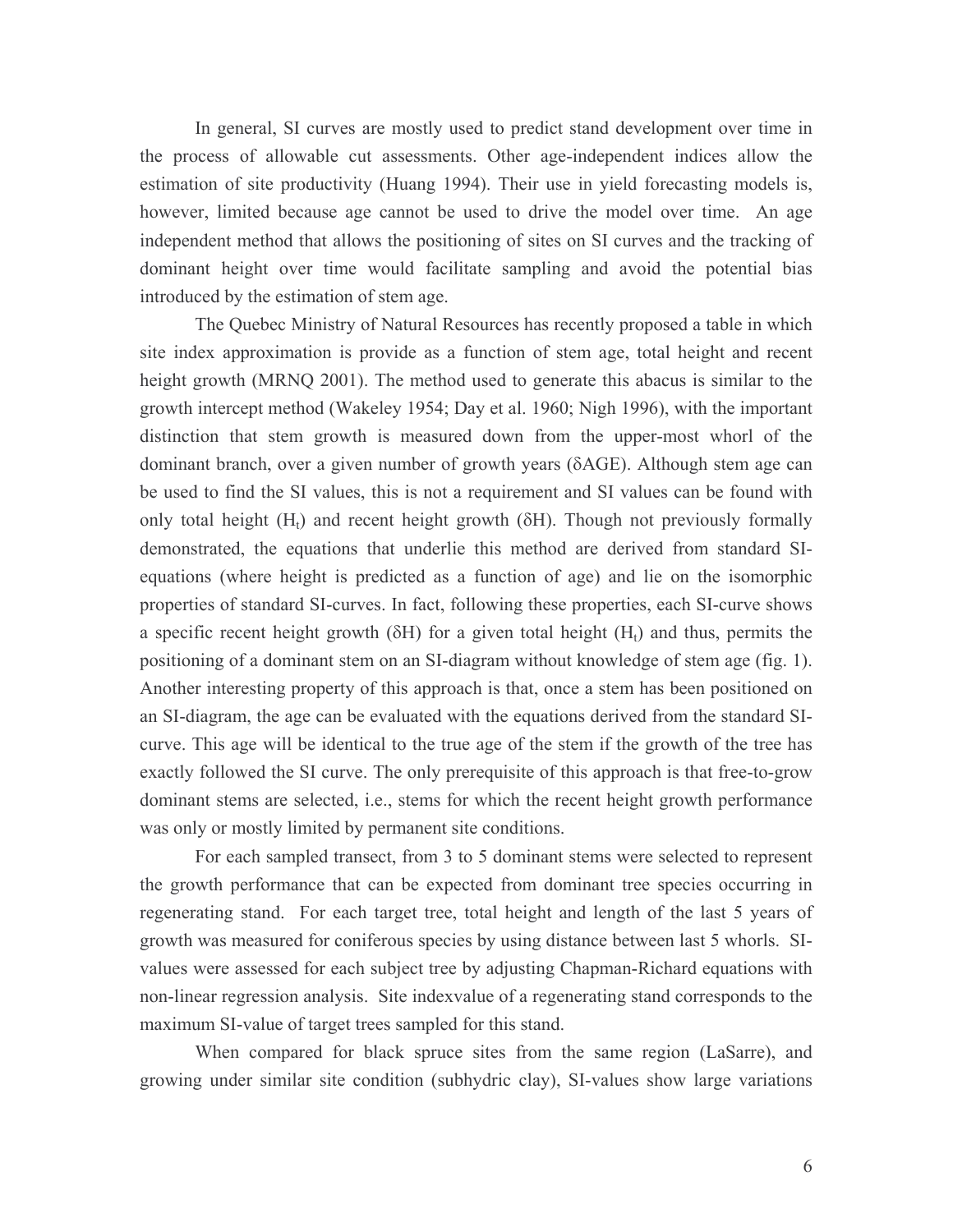In general, SI curves are mostly used to predict stand development over time in the process of allowable cut assessments. Other age-independent indices allow the estimation of site productivity (Huang 1994). Their use in yield forecasting models is, however, limited because age cannot be used to drive the model over time. An age independent method that allows the positioning of sites on SI curves and the tracking of dominant height over time would facilitate sampling and avoid the potential bias introduced by the estimation of stem age.

The Quebec Ministry of Natural Resources has recently proposed a table in which site index approximation is provide as a function of stem age, total height and recent height growth (MRNQ 2001). The method used to generate this abacus is similar to the growth intercept method (Wakeley 1954; Day et al. 1960; Nigh 1996), with the important distinction that stem growth is measured down from the upper-most whorl of the dominant branch, over a given number of growth years (δAGE). Although stem age can be used to find the SI values, this is not a requirement and SI values can be found with only total height ($H_t$) and recent height growth (δH). Though not previously formally demonstrated, the equations that underlie this method are derived from standard SI-equations (where height is predicted as a function of age) and lie on the isomorphic properties of standard SI-curves. In fact, following these properties, each SI-curve shows a specific recent height growth (δH) for a given total height ($H_t$) and thus, permits the positioning of a dominant stem on an SI-diagram without knowledge of stem age (fig. 1). Another interesting property of this approach is that, once a stem has been positioned on an SI-diagram, the age can be evaluated with the equations derived from the standard SI-curve. This age will be identical to the true age of the stem if the growth of the tree has exactly followed the SI curve. The only prerequisite of this approach is that free-to-grow dominant stems are selected, i.e., stems for which the recent height growth performance was only or mostly limited by permanent site conditions.

For each sampled transect, from 3 to 5 dominant stems were selected to represent the growth performance that can be expected from dominant tree species occurring in regenerating stand. For each target tree, total height and length of the last 5 years of growth was measured for coniferous species by using distance between last 5 whorls. SI-values were assessed for each subject tree by adjusting Chapman-Richard equations with non-linear regression analysis. Site indexvalue of a regenerating stand corresponds to the maximum SI-value of target trees sampled for this stand.

When compared for black spruce sites from the same region (LaSarre), and growing under similar site condition (subhydric clay), SI-values show large variations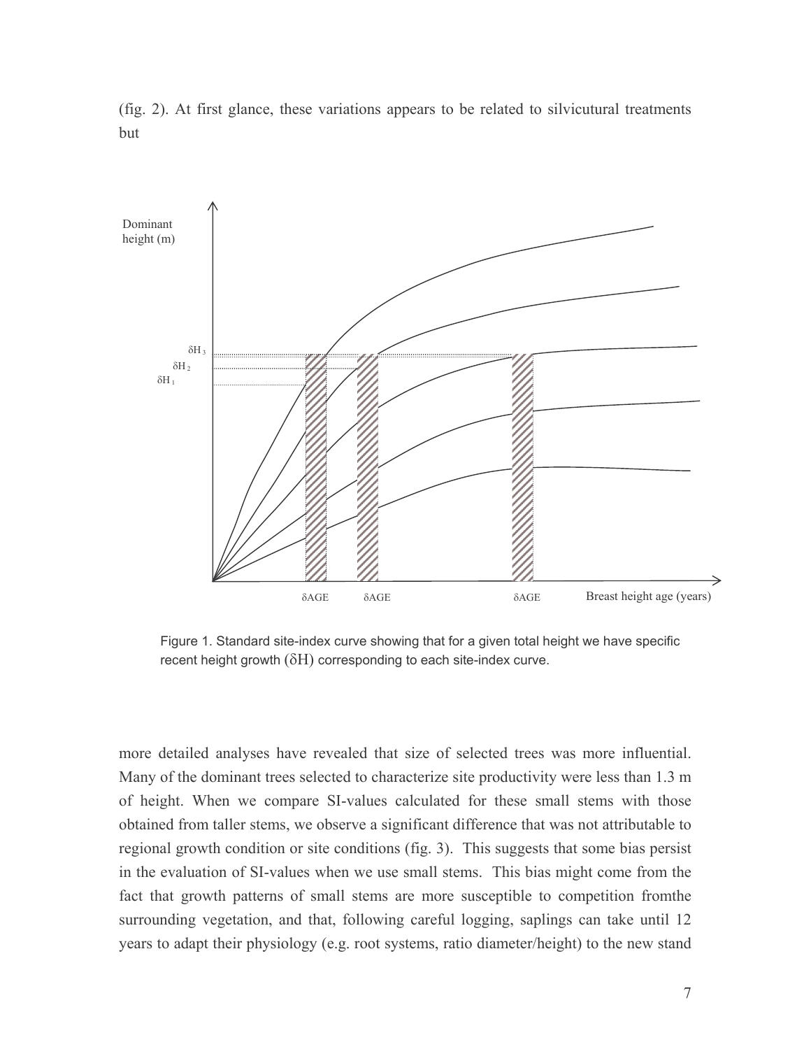(fig. 2). At first glance, these variations appears to be related to silvicutural treatments but

Figure 1. Standard site-index curve showing that for a given total height we have specific recent height growth ($\delta$H) corresponding to each site-index curve.

more detailed analyses have revealed that size of selected trees was more influential. Many of the dominant trees selected to characterize site productivity were less than 1.3 m of height. When we compare SI-values calculated for these small stems with those obtained from taller stems, we observe a significant difference that was not attributable to regional growth condition or site conditions (fig. 3). This suggests that some bias persist in the evaluation of SI-values when we use small stems. This bias might come from the fact that growth patterns of small stems are more susceptible to competition fromthe surrounding vegetation, and that, following careful logging, saplings can take until 12 years to adapt their physiology (e.g. root systems, ratio diameter/height) to the new stand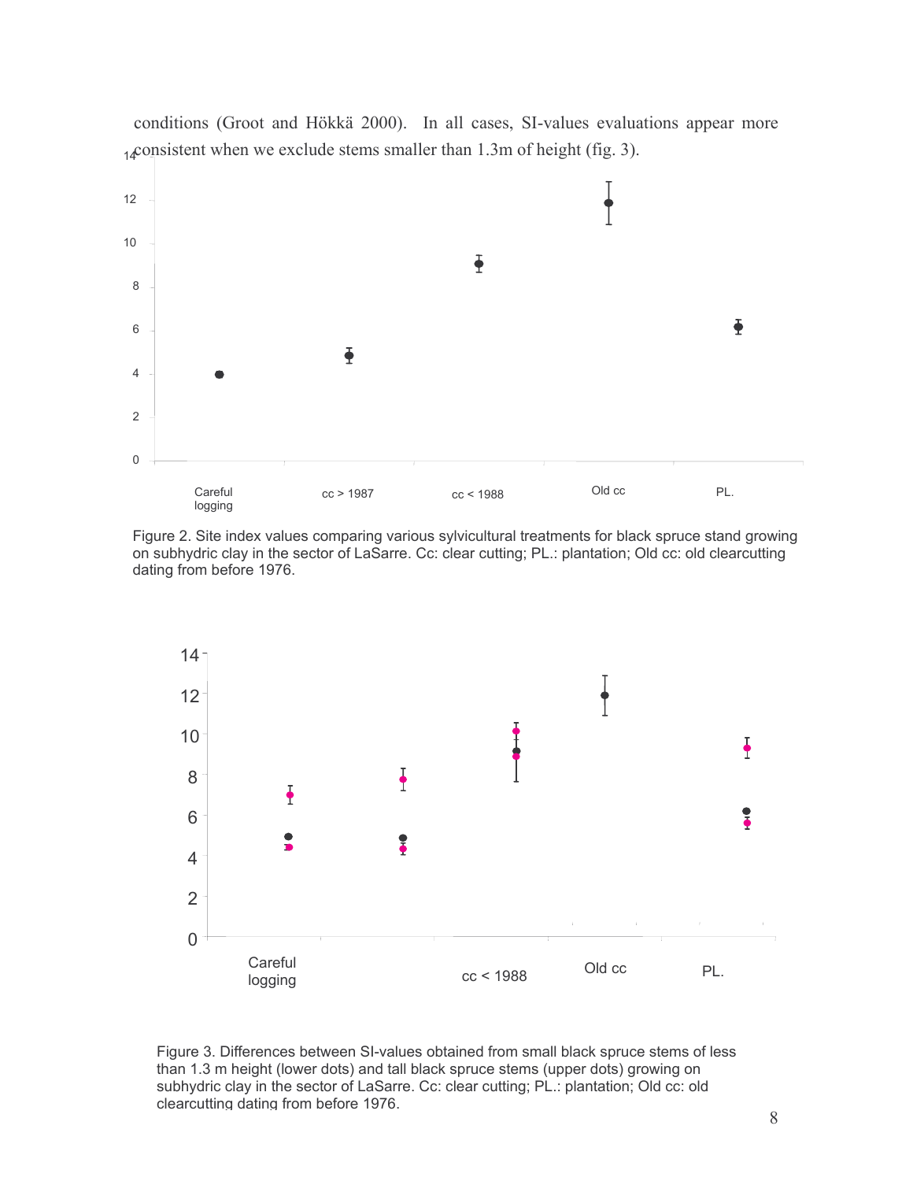conditions (Groot and Hökkä 2000). In all cases, SI-values evaluations appear more consistent when we exclude stems smaller than 1.3m of height (fig. 3).

Figure 2. Site index values comparing various sylvicultural treatments for black spruce stand growing on subhydric clay in the sector of LaSarre. Cc: clear cutting; PL.: plantation; Old cc: old clearcutting dating from before 1976.

Figure 3. Differences between SI-values obtained from small black spruce stems of less than 1.3 m height (lower dots) and tall black spruce stems (upper dots) growing on subhydric clay in the sector of LaSarre. Cc: clear cutting; PL.: plantation; Old cc: old clearcutting dating from before 1976.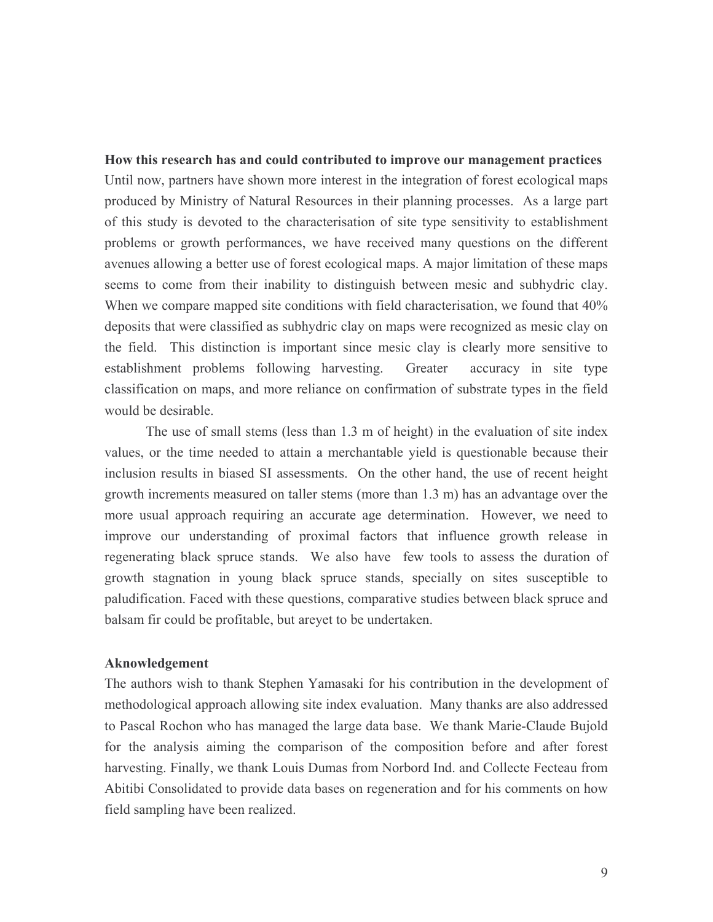**How this research has and could contributed to improve our management practices**

Until now, partners have shown more interest in the integration of forest ecological maps produced by Ministry of Natural Resources in their planning processes. As a large part of this study is devoted to the characterisation of site type sensitivity to establishment problems or growth performances, we have received many questions on the different avenues allowing a better use of forest ecological maps. A major limitation of these maps seems to come from their inability to distinguish between mesic and subhydric clay. When we compare mapped site conditions with field characterisation, we found that 40% deposits that were classified as subhydric clay on maps were recognized as mesic clay on the field. This distinction is important since mesic clay is clearly more sensitive to establishment problems following harvesting. Greater accuracy in site type classification on maps, and more reliance on confirmation of substrate types in the field would be desirable.

The use of small stems (less than 1.3 m of height) in the evaluation of site index values, or the time needed to attain a merchantable yield is questionable because their inclusion results in biased SI assessments. On the other hand, the use of recent height growth increments measured on taller stems (more than 1.3 m) has an advantage over the more usual approach requiring an accurate age determination. However, we need to improve our understanding of proximal factors that influence growth release in regenerating black spruce stands. We also have few tools to assess the duration of growth stagnation in young black spruce stands, specially on sites susceptible to paludification. Faced with these questions, comparative studies between black spruce and balsam fir could be profitable, but areyet to be undertaken.

**Aknowledgement**

The authors wish to thank Stephen Yamasaki for his contribution in the development of methodological approach allowing site index evaluation. Many thanks are also addressed to Pascal Rochon who has managed the large data base. We thank Marie-Claude Bujold for the analysis aiming the comparison of the composition before and after forest harvesting. Finally, we thank Louis Dumas from Norbord Ind. and Collecte Fecteau from Abitibi Consolidated to provide data bases on regeneration and for his comments on how field sampling have been realized.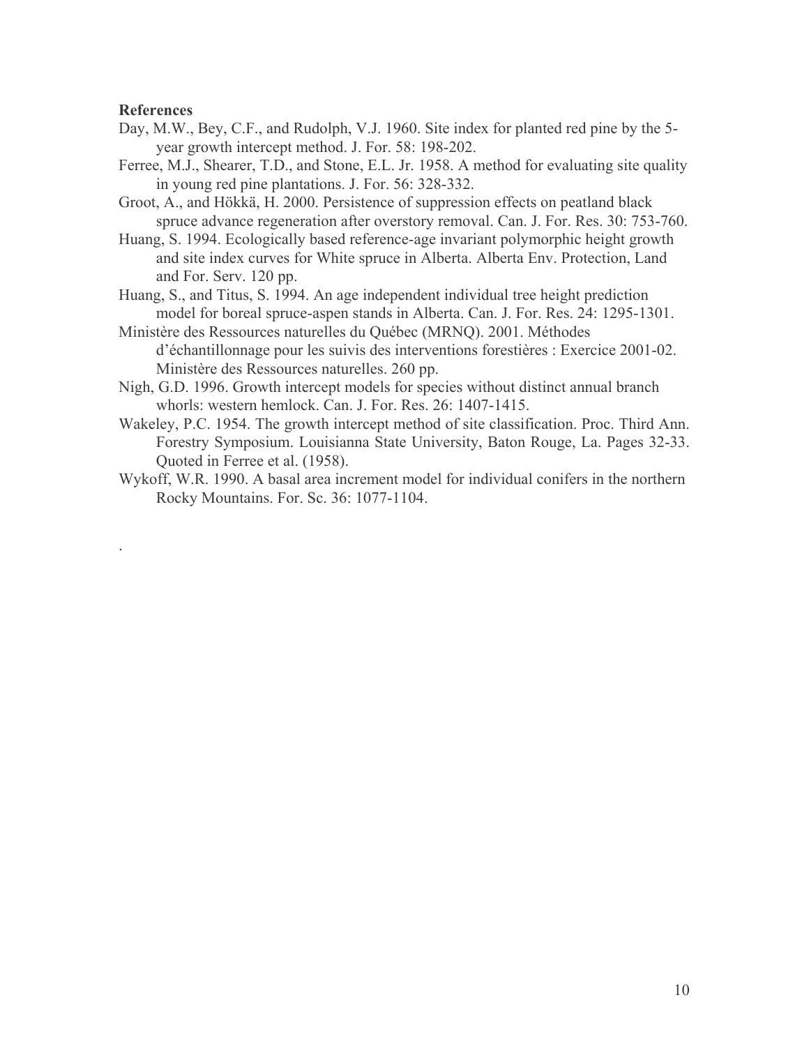**References**

Day, M.W., Bey, C.F., and Rudolph, V.J. 1960. Site index for planted red pine by the 5-year growth intercept method. J. For. 58: 198-202.

Ferree, M.J., Shearer, T.D., and Stone, E.L. Jr. 1958. A method for evaluating site quality in young red pine plantations. J. For. 56: 328-332.

Groot, A., and Hökkä, H. 2000. Persistence of suppression effects on peatland black spruce advance regeneration after overstory removal. Can. J. For. Res. 30: 753-760.

Huang, S. 1994. Ecologically based reference-age invariant polymorphic height growth and site index curves for White spruce in Alberta. Alberta Env. Protection, Land and For. Serv. 120 pp.

Huang, S., and Titus, S. 1994. An age independent individual tree height prediction model for boreal spruce-aspen stands in Alberta. Can. J. For. Res. 24: 1295-1301.

Ministère des Ressources naturelles du Québec (MRNQ). 2001. Méthodes d'échantillonnage pour les suivis des interventions forestières : Exercice 2001-02. Ministère des Ressources naturelles. 260 pp.

Nigh, G.D. 1996. Growth intercept models for species without distinct annual branch whorls: western hemlock. Can. J. For. Res. 26: 1407-1415.

Wakeley, P.C. 1954. The growth intercept method of site classification. Proc. Third Ann. Forestry Symposium. Louisianna State University, Baton Rouge, La. Pages 32-33. Quoted in Ferree et al. (1958).

Wykoff, W.R. 1990. A basal area increment model for individual conifers in the northern Rocky Mountains. For. Sc. 36: 1077-1104.

.